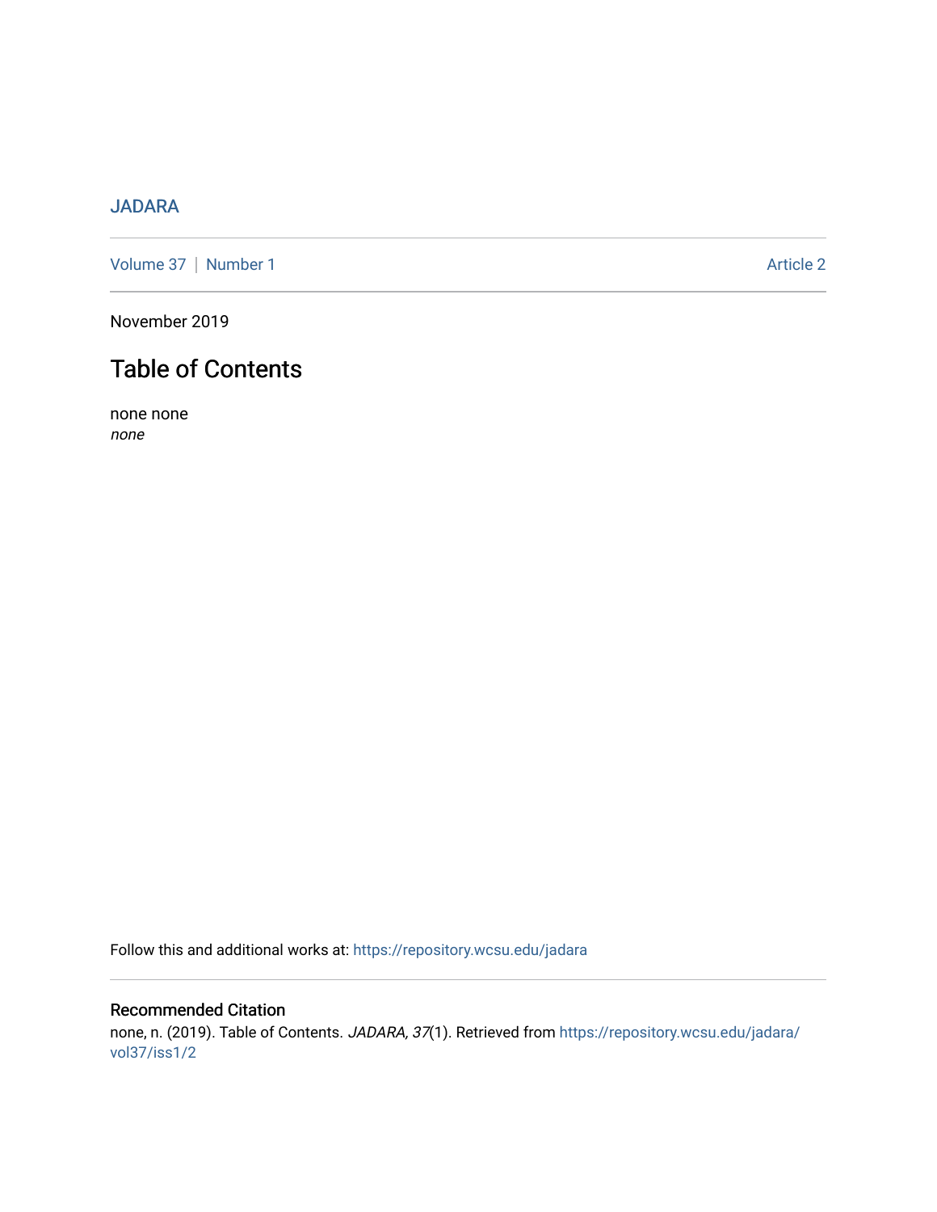JADARA

Volume 37 | Number 1 Article 2

November 2019

# Table of Contents

none none

*none*

Follow this and additional works at: https://repository.wcsu.edu/jadara

## Recommended Citation

none, n. (2019). Table of Contents. *JADARA, 37*(1). Retrieved from https://repository.wcsu.edu/jadara/vol37/iss1/2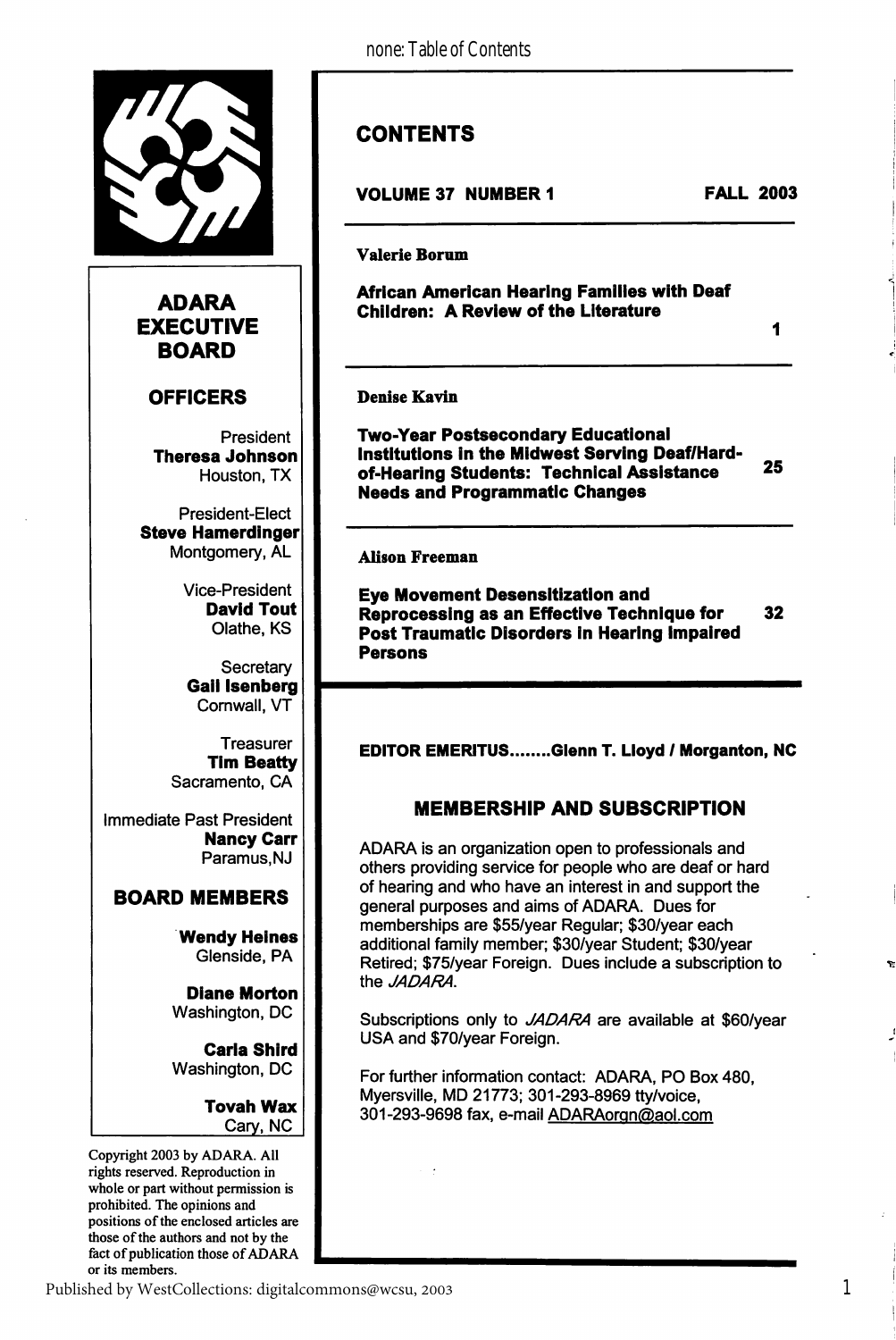# CONTENTS

**VOLUME 37 NUMBER 1 FALL 2003**

**Valerie Borum**

**African American Hearing Families with Deaf Children: A Review of the Literature** 1

**Denise Kavin**

**Two-Year Postsecondary Educational Institutions in the Midwest Serving Deaf/Hard-of-Hearing Students: Technical Assistance Needs and Programmatic Changes** 25

**Alison Freeman**

**Eye Movement Desensitization and Reprocessing as an Effective Technique for Post Traumatic Disorders in Hearing Impaired Persons** 32

**EDITOR EMERITUS........Glenn T. Lloyd / Morganton, NC**

## MEMBERSHIP AND SUBSCRIPTION

ADARA is an organization open to professionals and others providing service for people who are deaf or hard of hearing and who have an interest in and support the general purposes and aims of ADARA. Dues for memberships are $55/year Regular; $30/year each additional family member; $30/year Student; $30/year Retired; $75/year Foreign. Dues include a subscription to the *JADARA*.

Subscriptions only to *JADARA* are available at $60/year USA and $70/year Foreign.

For further information contact: ADARA, PO Box 480, Myersville, MD 21773; 301-293-8969 tty/voice, 301-293-9698 fax, e-mail ADARAorgn@aol.com

## ADARA EXECUTIVE BOARD

### OFFICERS

President
**Theresa Johnson**
Houston, TX

President-Elect
**Steve Hamerdinger**
Montgomery, AL

Vice-President
**David Tout**
Olathe, KS

Secretary
**Gail Isenberg**
Cornwall, VT

Treasurer
**Tim Beatty**
Sacramento, CA

Immediate Past President
**Nancy Carr**
Paramus, NJ

### BOARD MEMBERS

**Wendy Heines**
Glenside, PA

**Diane Morton**
Washington, DC

**Carla Shird**
Washington, DC

**Tovah Wax**
Cary, NC

Copyright 2003 by ADARA. All rights reserved. Reproduction in whole or part without permission is prohibited. The opinions and positions of the enclosed articles are those of the authors and not by the fact of publication those of ADARA or its members.